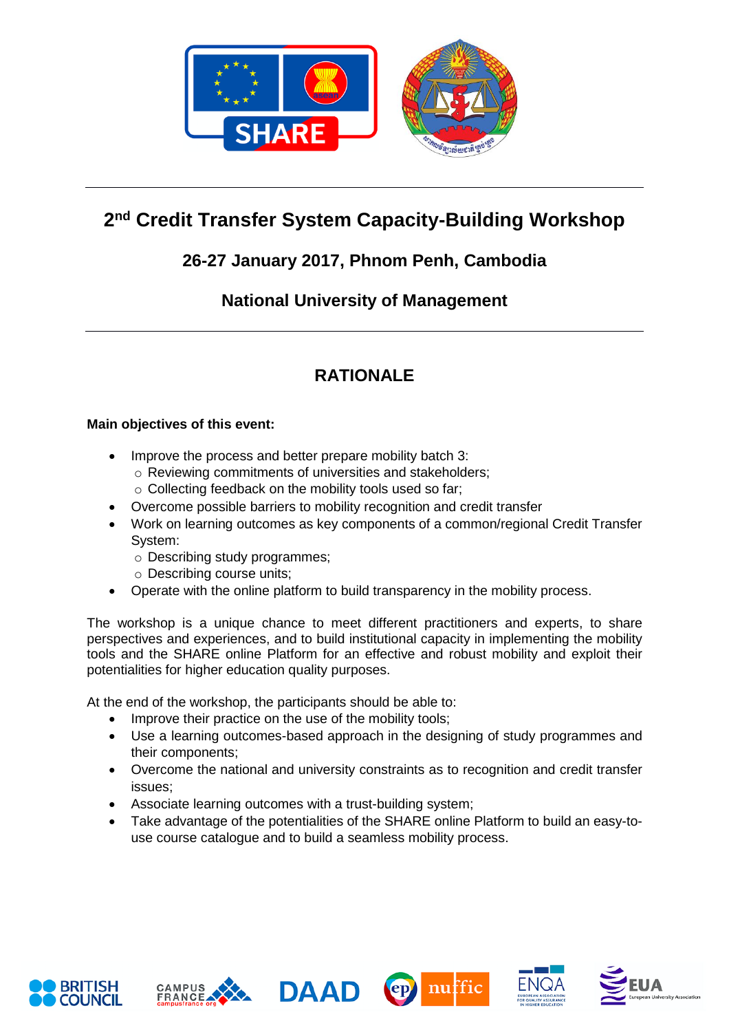# 2nd Credit Transfer System Capacity-Building Workshop

## 26-27 January 2017, Phnom Penh, Cambodia

## National University of Management

---

## RATIONALE

**Main objectives of this event:**

- Improve the process and better prepare mobility batch 3:
  - Reviewing commitments of universities and stakeholders;
  - Collecting feedback on the mobility tools used so far;
- Overcome possible barriers to mobility recognition and credit transfer
- Work on learning outcomes as key components of a common/regional Credit Transfer System:
  - Describing study programmes;
  - Describing course units;
- Operate with the online platform to build transparency in the mobility process.

The workshop is a unique chance to meet different practitioners and experts, to share perspectives and experiences, and to build institutional capacity in implementing the mobility tools and the SHARE online Platform for an effective and robust mobility and exploit their potentialities for higher education quality purposes.

At the end of the workshop, the participants should be able to:

- Improve their practice on the use of the mobility tools;
- Use a learning outcomes-based approach in the designing of study programmes and their components;
- Overcome the national and university constraints as to recognition and credit transfer issues;
- Associate learning outcomes with a trust-building system;
- Take advantage of the potentialities of the SHARE online Platform to build an easy-to-use course catalogue and to build a seamless mobility process.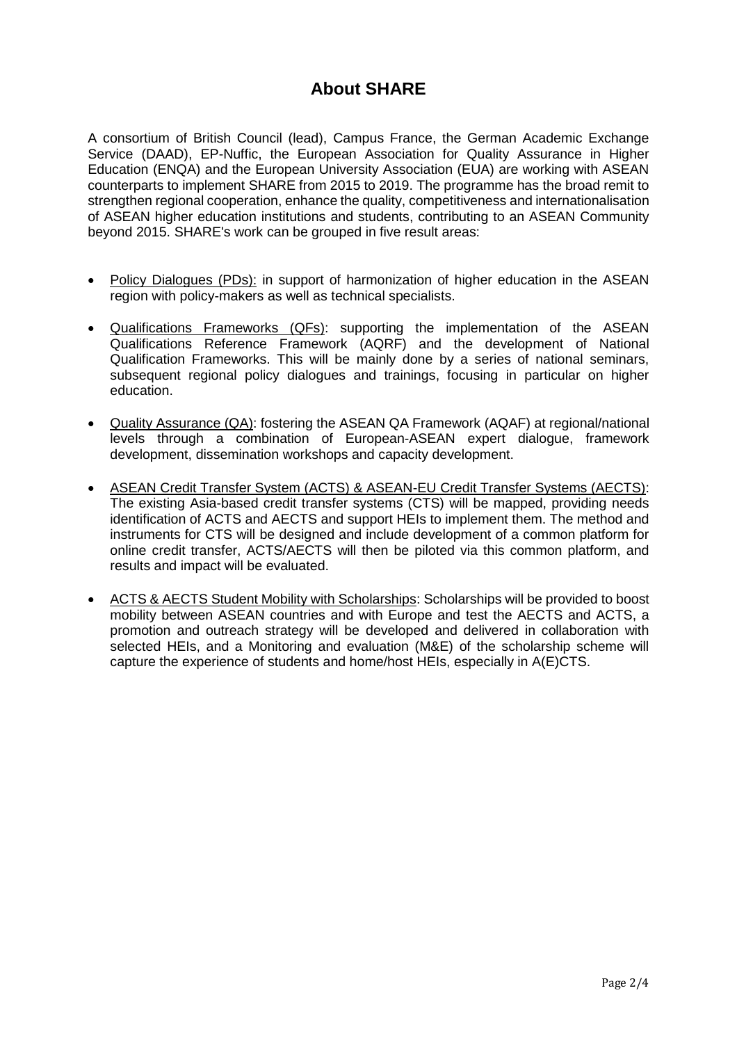# About SHARE

A consortium of British Council (lead), Campus France, the German Academic Exchange Service (DAAD), EP-Nuffic, the European Association for Quality Assurance in Higher Education (ENQA) and the European University Association (EUA) are working with ASEAN counterparts to implement SHARE from 2015 to 2019. The programme has the broad remit to strengthen regional cooperation, enhance the quality, competitiveness and internationalisation of ASEAN higher education institutions and students, contributing to an ASEAN Community beyond 2015. SHARE's work can be grouped in five result areas:

- Policy Dialogues (PDs): in support of harmonization of higher education in the ASEAN region with policy-makers as well as technical specialists.
- Qualifications Frameworks (QFs): supporting the implementation of the ASEAN Qualifications Reference Framework (AQRF) and the development of National Qualification Frameworks. This will be mainly done by a series of national seminars, subsequent regional policy dialogues and trainings, focusing in particular on higher education.
- Quality Assurance (QA): fostering the ASEAN QA Framework (AQAF) at regional/national levels through a combination of European-ASEAN expert dialogue, framework development, dissemination workshops and capacity development.
- ASEAN Credit Transfer System (ACTS) & ASEAN-EU Credit Transfer Systems (AECTS): The existing Asia-based credit transfer systems (CTS) will be mapped, providing needs identification of ACTS and AECTS and support HEIs to implement them. The method and instruments for CTS will be designed and include development of a common platform for online credit transfer, ACTS/AECTS will then be piloted via this common platform, and results and impact will be evaluated.
- ACTS & AECTS Student Mobility with Scholarships: Scholarships will be provided to boost mobility between ASEAN countries and with Europe and test the AECTS and ACTS, a promotion and outreach strategy will be developed and delivered in collaboration with selected HEIs, and a Monitoring and evaluation (M&E) of the scholarship scheme will capture the experience of students and home/host HEIs, especially in A(E)CTS.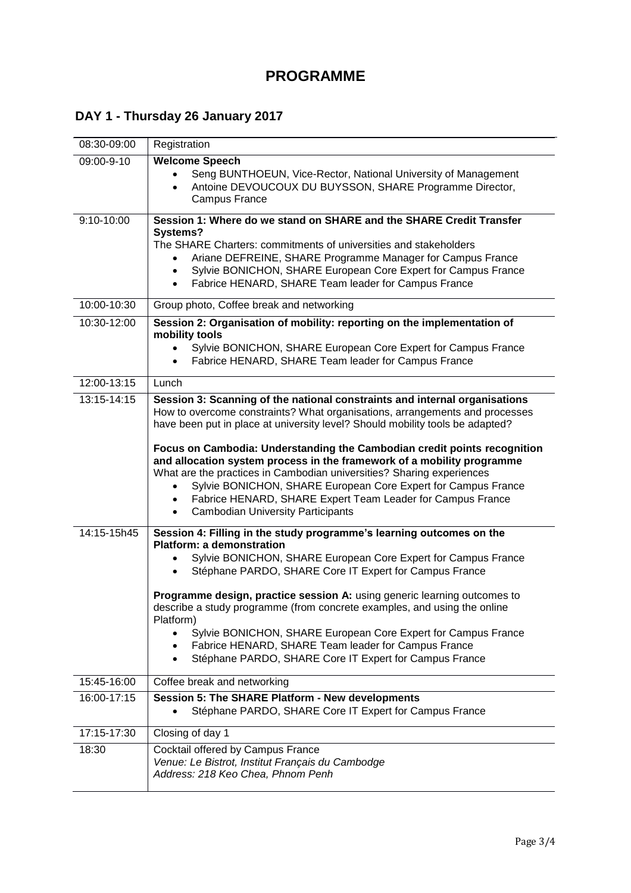# PROGRAMME

## DAY 1 - Thursday 26 January 2017

| | |
|---|---|
| 08:30-09:00 | Registration |
| 09:00-9-10 | **Welcome Speech**<br>• Seng BUNTHOEUN, Vice-Rector, National University of Management<br>• Antoine DEVOUCOUX DU BUYSSON, SHARE Programme Director, Campus France |
| 9:10-10:00 | **Session 1: Where do we stand on SHARE and the SHARE Credit Transfer Systems?**<br>The SHARE Charters: commitments of universities and stakeholders<br>• Ariane DEFREINE, SHARE Programme Manager for Campus France<br>• Sylvie BONICHON, SHARE European Core Expert for Campus France<br>• Fabrice HENARD, SHARE Team leader for Campus France |
| 10:00-10:30 | Group photo, Coffee break and networking |
| 10:30-12:00 | **Session 2: Organisation of mobility: reporting on the implementation of mobility tools**<br>• Sylvie BONICHON, SHARE European Core Expert for Campus France<br>• Fabrice HENARD, SHARE Team leader for Campus France |
| 12:00-13:15 | Lunch |
| 13:15-14:15 | **Session 3: Scanning of the national constraints and internal organisations**<br>How to overcome constraints? What organisations, arrangements and processes have been put in place at university level? Should mobility tools be adapted?<br><br>**Focus on Cambodia: Understanding the Cambodian credit points recognition and allocation system process in the framework of a mobility programme**<br>What are the practices in Cambodian universities? Sharing experiences<br>• Sylvie BONICHON, SHARE European Core Expert for Campus France<br>• Fabrice HENARD, SHARE Expert Team Leader for Campus France<br>• Cambodian University Participants |
| 14:15-15h45 | **Session 4: Filling in the study programme's learning outcomes on the Platform: a demonstration**<br>• Sylvie BONICHON, SHARE European Core Expert for Campus France<br>• Stéphane PARDO, SHARE Core IT Expert for Campus France<br><br>**Programme design, practice session A:** using generic learning outcomes to describe a study programme (from concrete examples, and using the online Platform)<br>• Sylvie BONICHON, SHARE European Core Expert for Campus France<br>• Fabrice HENARD, SHARE Team leader for Campus France<br>• Stéphane PARDO, SHARE Core IT Expert for Campus France |
| 15:45-16:00 | Coffee break and networking |
| 16:00-17:15 | **Session 5: The SHARE Platform - New developments**<br>• Stéphane PARDO, SHARE Core IT Expert for Campus France |
| 17:15-17:30 | Closing of day 1 |
| 18:30 | Cocktail offered by Campus France<br>*Venue: Le Bistrot, Institut Français du Cambodge*<br>*Address: 218 Keo Chea, Phnom Penh* |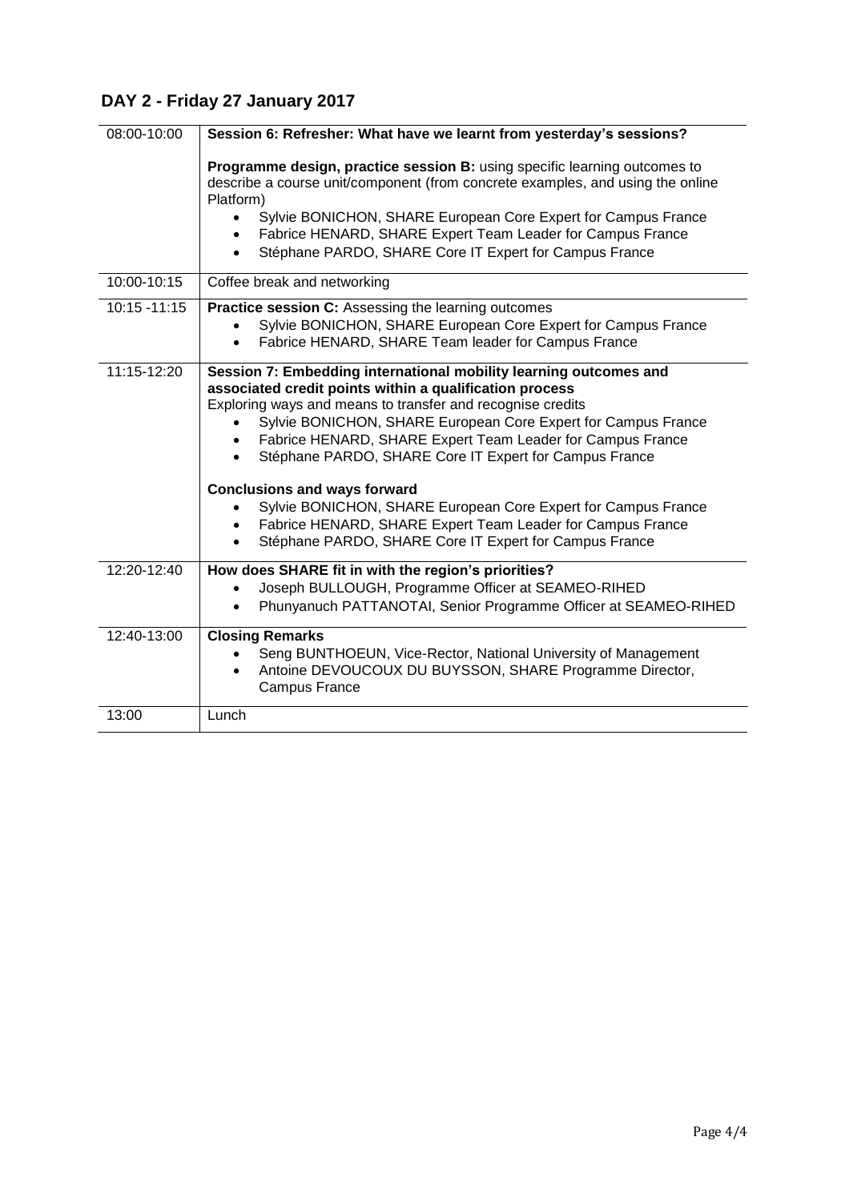## DAY 2 - Friday 27 January 2017

| | |
|---|---|
| 08:00-10:00 | **Session 6: Refresher: What have we learnt from yesterday's sessions?**<br><br>**Programme design, practice session B:** using specific learning outcomes to describe a course unit/component (from concrete examples, and using the online Platform)<br>• Sylvie BONICHON, SHARE European Core Expert for Campus France<br>• Fabrice HENARD, SHARE Expert Team Leader for Campus France<br>• Stéphane PARDO, SHARE Core IT Expert for Campus France |
| 10:00-10:15 | Coffee break and networking |
| 10:15 -11:15 | **Practice session C:** Assessing the learning outcomes<br>• Sylvie BONICHON, SHARE European Core Expert for Campus France<br>• Fabrice HENARD, SHARE Team leader for Campus France |
| 11:15-12:20 | **Session 7: Embedding international mobility learning outcomes and associated credit points within a qualification process**<br>Exploring ways and means to transfer and recognise credits<br>• Sylvie BONICHON, SHARE European Core Expert for Campus France<br>• Fabrice HENARD, SHARE Expert Team Leader for Campus France<br>• Stéphane PARDO, SHARE Core IT Expert for Campus France<br><br>**Conclusions and ways forward**<br>• Sylvie BONICHON, SHARE European Core Expert for Campus France<br>• Fabrice HENARD, SHARE Expert Team Leader for Campus France<br>• Stéphane PARDO, SHARE Core IT Expert for Campus France |
| 12:20-12:40 | **How does SHARE fit in with the region's priorities?**<br>• Joseph BULLOUGH, Programme Officer at SEAMEO-RIHED<br>• Phunyanuch PATTANOTAI, Senior Programme Officer at SEAMEO-RIHED |
| 12:40-13:00 | **Closing Remarks**<br>• Seng BUNTHOEUN, Vice-Rector, National University of Management<br>• Antoine DEVOUCOUX DU BUYSSON, SHARE Programme Director, Campus France |
| 13:00 | Lunch |